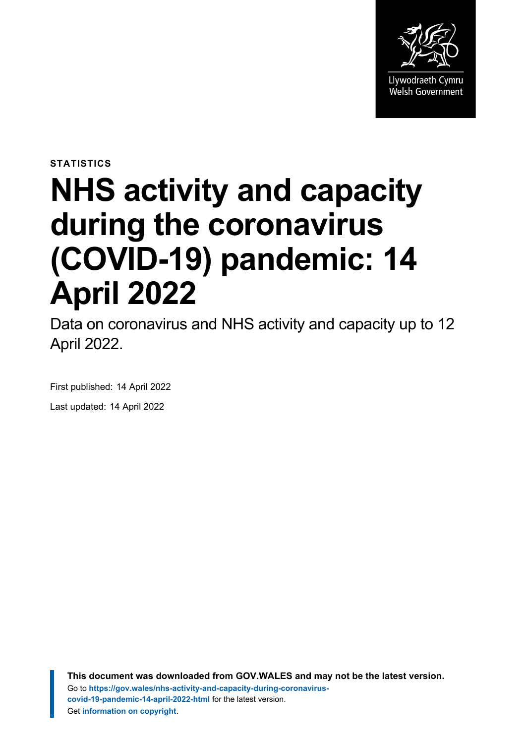Llywodraeth Cymru
Welsh Government

STATISTICS

# NHS activity and capacity during the coronavirus (COVID-19) pandemic: 14 April 2022

Data on coronavirus and NHS activity and capacity up to 12 April 2022.

First published: 14 April 2022

Last updated: 14 April 2022

**This document was downloaded from GOV.WALES and may not be the latest version.**
Go to **https://gov.wales/nhs-activity-and-capacity-during-coronavirus-covid-19-pandemic-14-april-2022-html** for the latest version.
Get **information on copyright**.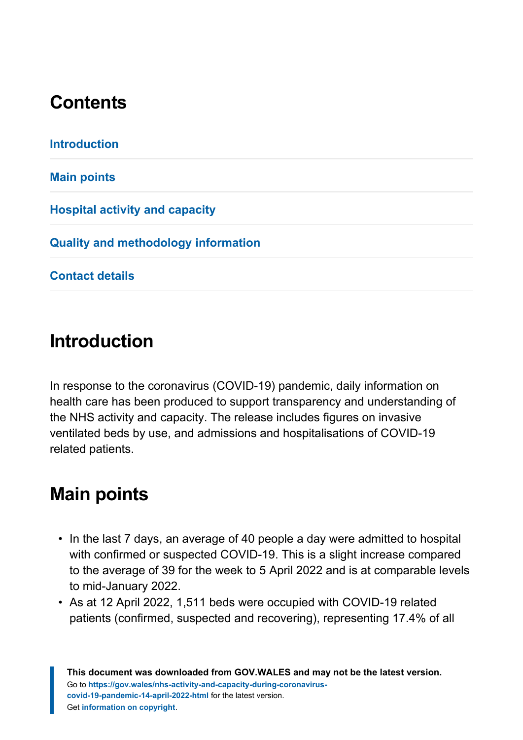## Contents

Introduction

Main points

Hospital activity and capacity

Quality and methodology information

Contact details

## Introduction

In response to the coronavirus (COVID-19) pandemic, daily information on health care has been produced to support transparency and understanding of the NHS activity and capacity. The release includes figures on invasive ventilated beds by use, and admissions and hospitalisations of COVID-19 related patients.

## Main points

- In the last 7 days, an average of 40 people a day were admitted to hospital with confirmed or suspected COVID-19. This is a slight increase compared to the average of 39 for the week to 5 April 2022 and is at comparable levels to mid-January 2022.
- As at 12 April 2022, 1,511 beds were occupied with COVID-19 related patients (confirmed, suspected and recovering), representing 17.4% of all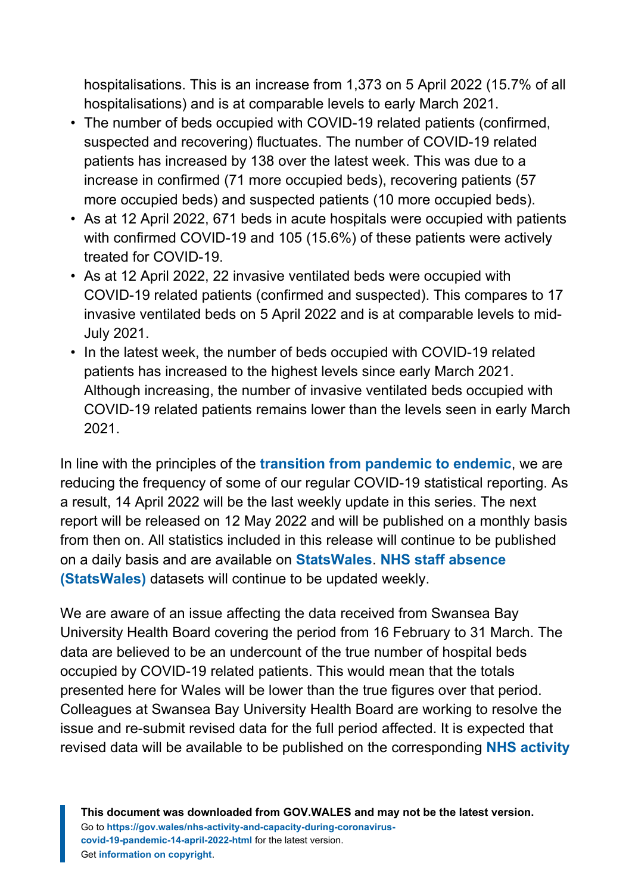hospitalisations. This is an increase from 1,373 on 5 April 2022 (15.7% of all hospitalisations) and is at comparable levels to early March 2021.

- The number of beds occupied with COVID-19 related patients (confirmed, suspected and recovering) fluctuates. The number of COVID-19 related patients has increased by 138 over the latest week. This was due to a increase in confirmed (71 more occupied beds), recovering patients (57 more occupied beds) and suspected patients (10 more occupied beds).
- As at 12 April 2022, 671 beds in acute hospitals were occupied with patients with confirmed COVID-19 and 105 (15.6%) of these patients were actively treated for COVID-19.
- As at 12 April 2022, 22 invasive ventilated beds were occupied with COVID-19 related patients (confirmed and suspected). This compares to 17 invasive ventilated beds on 5 April 2022 and is at comparable levels to mid-July 2021.
- In the latest week, the number of beds occupied with COVID-19 related patients has increased to the highest levels since early March 2021. Although increasing, the number of invasive ventilated beds occupied with COVID-19 related patients remains lower than the levels seen in early March 2021.

In line with the principles of the **transition from pandemic to endemic**, we are reducing the frequency of some of our regular COVID-19 statistical reporting. As a result, 14 April 2022 will be the last weekly update in this series. The next report will be released on 12 May 2022 and will be published on a monthly basis from then on. All statistics included in this release will continue to be published on a daily basis and are available on **StatsWales**. **NHS staff absence (StatsWales)** datasets will continue to be updated weekly.

We are aware of an issue affecting the data received from Swansea Bay University Health Board covering the period from 16 February to 31 March. The data are believed to be an undercount of the true number of hospital beds occupied by COVID-19 related patients. This would mean that the totals presented here for Wales will be lower than the true figures over that period. Colleagues at Swansea Bay University Health Board are working to resolve the issue and re-submit revised data for the full period affected. It is expected that revised data will be available to be published on the corresponding **NHS activity**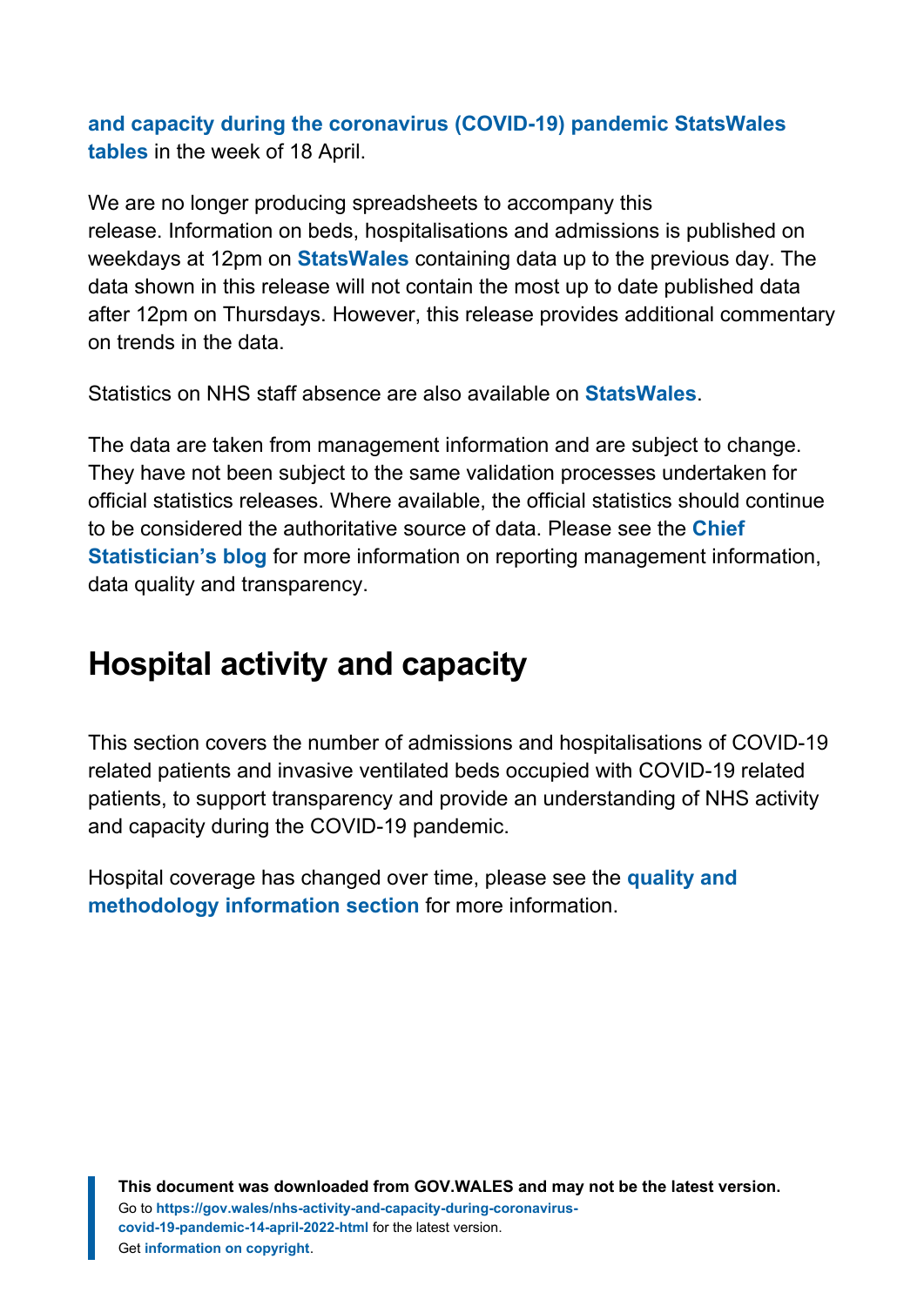**and capacity during the coronavirus (COVID-19) pandemic StatsWales tables** in the week of 18 April.

We are no longer producing spreadsheets to accompany this release. Information on beds, hospitalisations and admissions is published on weekdays at 12pm on **StatsWales** containing data up to the previous day. The data shown in this release will not contain the most up to date published data after 12pm on Thursdays. However, this release provides additional commentary on trends in the data.

Statistics on NHS staff absence are also available on **StatsWales**.

The data are taken from management information and are subject to change. They have not been subject to the same validation processes undertaken for official statistics releases. Where available, the official statistics should continue to be considered the authoritative source of data. Please see the **Chief Statistician's blog** for more information on reporting management information, data quality and transparency.

## Hospital activity and capacity

This section covers the number of admissions and hospitalisations of COVID-19 related patients and invasive ventilated beds occupied with COVID-19 related patients, to support transparency and provide an understanding of NHS activity and capacity during the COVID-19 pandemic.

Hospital coverage has changed over time, please see the **quality and methodology information section** for more information.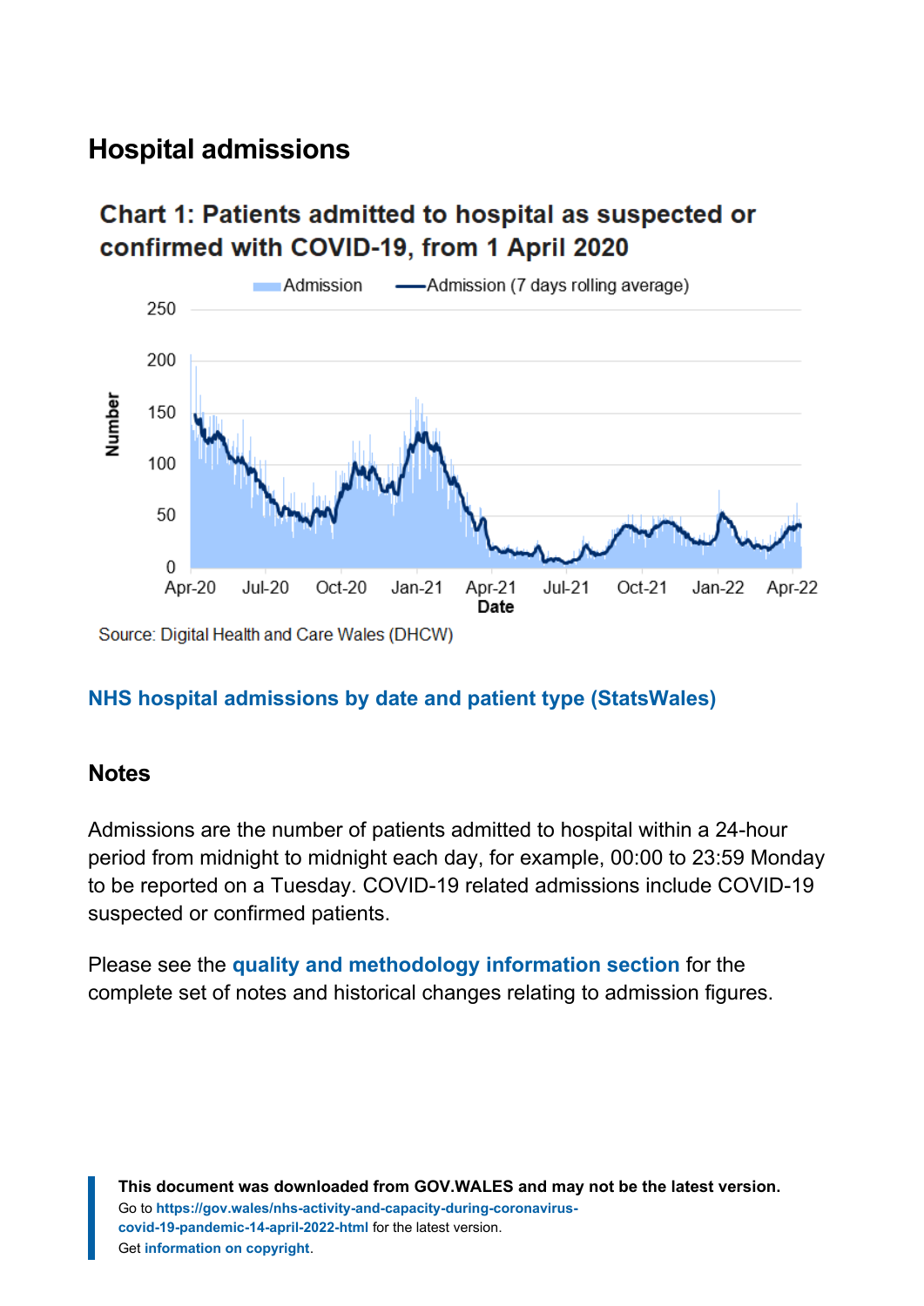## Hospital admissions

### Chart 1: Patients admitted to hospital as suspected or confirmed with COVID-19, from 1 April 2020

Source: Digital Health and Care Wales (DHCW)

**NHS hospital admissions by date and patient type (StatsWales)**

### Notes

Admissions are the number of patients admitted to hospital within a 24-hour period from midnight to midnight each day, for example, 00:00 to 23:59 Monday to be reported on a Tuesday. COVID-19 related admissions include COVID-19 suspected or confirmed patients.

Please see the **quality and methodology information section** for the complete set of notes and historical changes relating to admission figures.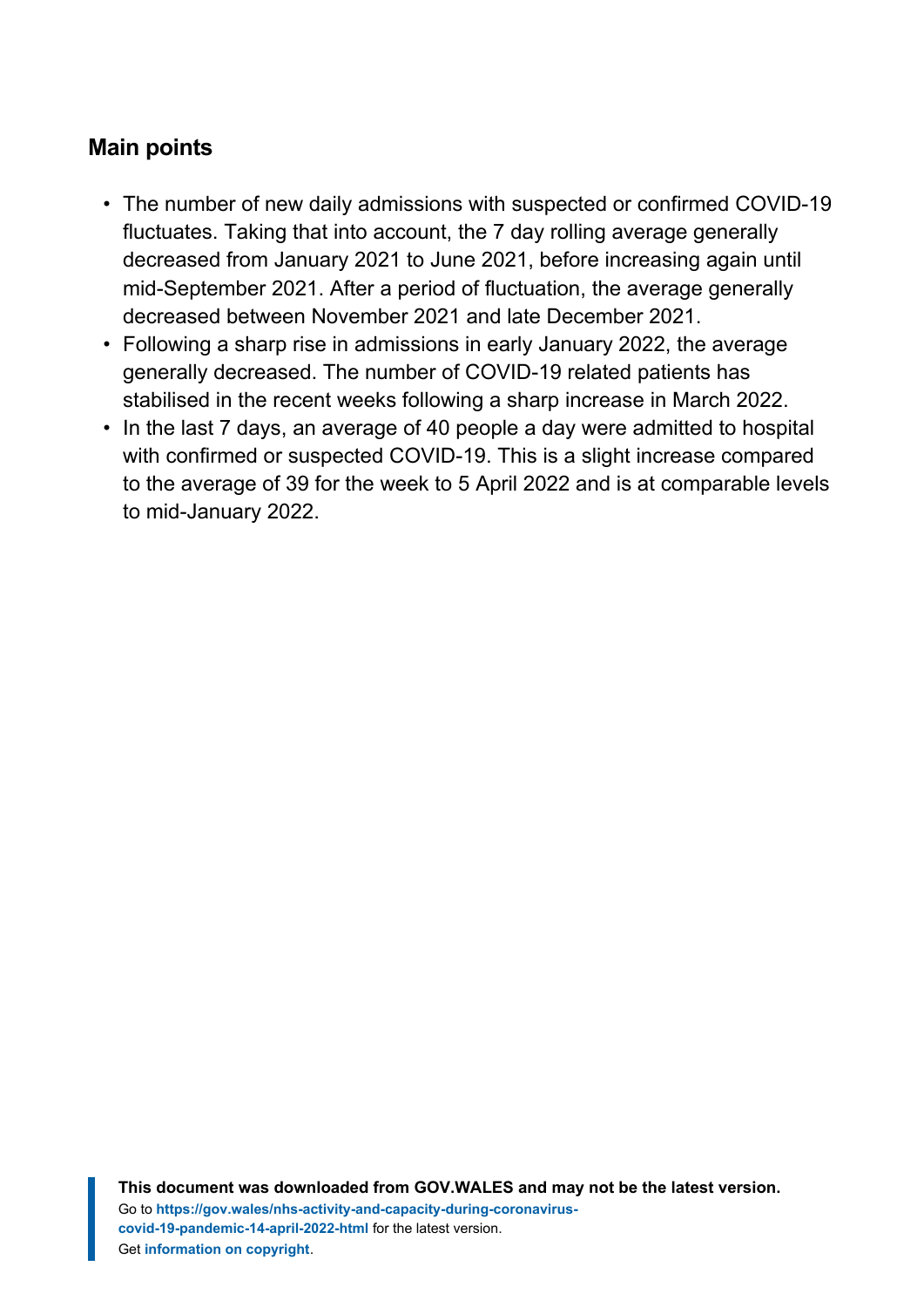## Main points

- The number of new daily admissions with suspected or confirmed COVID-19 fluctuates. Taking that into account, the 7 day rolling average generally decreased from January 2021 to June 2021, before increasing again until mid-September 2021. After a period of fluctuation, the average generally decreased between November 2021 and late December 2021.
- Following a sharp rise in admissions in early January 2022, the average generally decreased. The number of COVID-19 related patients has stabilised in the recent weeks following a sharp increase in March 2022.
- In the last 7 days, an average of 40 people a day were admitted to hospital with confirmed or suspected COVID-19. This is a slight increase compared to the average of 39 for the week to 5 April 2022 and is at comparable levels to mid-January 2022.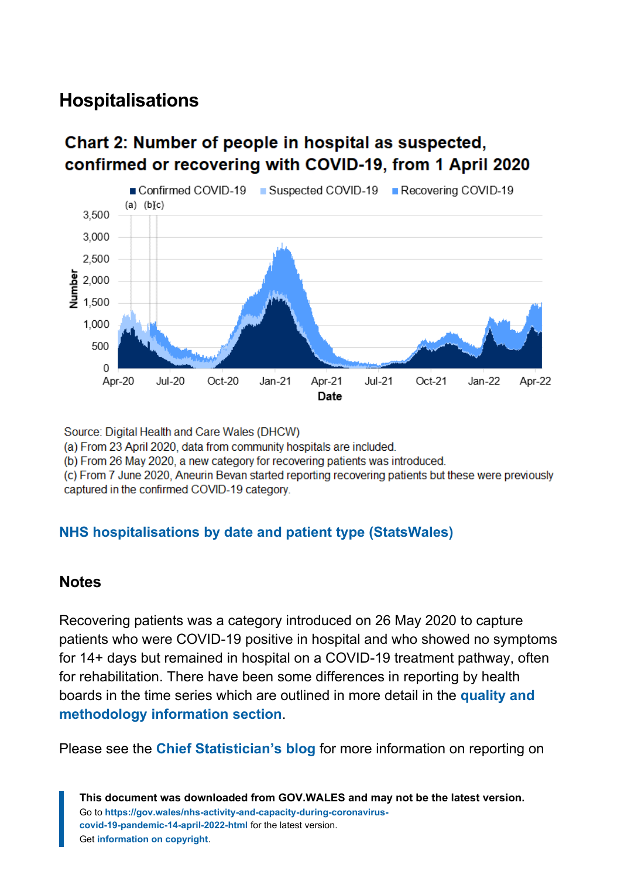## Hospitalisations

### Chart 2: Number of people in hospital as suspected, confirmed or recovering with COVID-19, from 1 April 2020

Source: Digital Health and Care Wales (DHCW)

(a) From 23 April 2020, data from community hospitals are included.

(b) From 26 May 2020, a new category for recovering patients was introduced.

(c) From 7 June 2020, Aneurin Bevan started reporting recovering patients but these were previously captured in the confirmed COVID-19 category.

**NHS hospitalisations by date and patient type (StatsWales)**

## Notes

Recovering patients was a category introduced on 26 May 2020 to capture patients who were COVID-19 positive in hospital and who showed no symptoms for 14+ days but remained in hospital on a COVID-19 treatment pathway, often for rehabilitation. There have been some differences in reporting by health boards in the time series which are outlined in more detail in the **quality and methodology information section**.

Please see the **Chief Statistician's blog** for more information on reporting on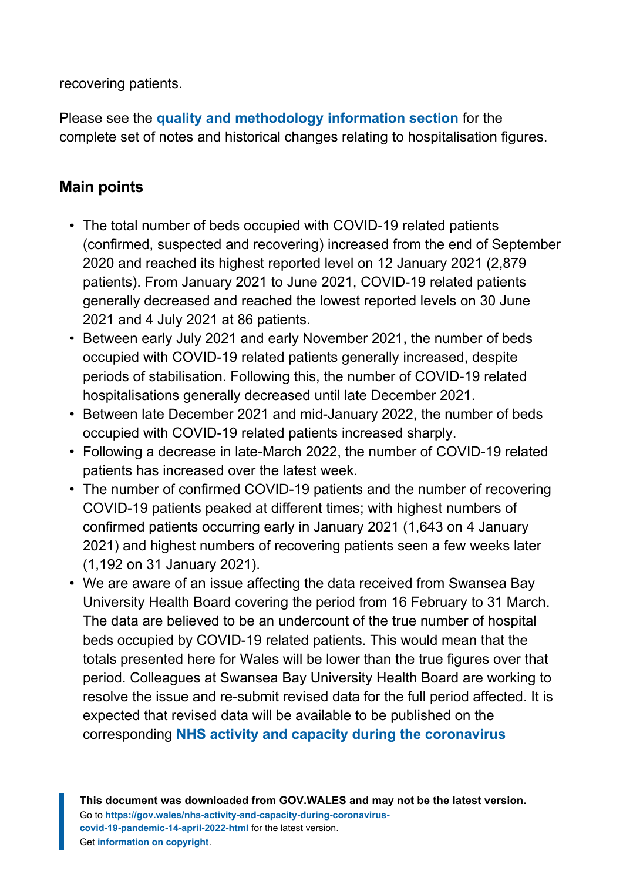recovering patients.

Please see the **quality and methodology information section** for the complete set of notes and historical changes relating to hospitalisation figures.

## Main points

- The total number of beds occupied with COVID-19 related patients (confirmed, suspected and recovering) increased from the end of September 2020 and reached its highest reported level on 12 January 2021 (2,879 patients). From January 2021 to June 2021, COVID-19 related patients generally decreased and reached the lowest reported levels on 30 June 2021 and 4 July 2021 at 86 patients.
- Between early July 2021 and early November 2021, the number of beds occupied with COVID-19 related patients generally increased, despite periods of stabilisation. Following this, the number of COVID-19 related hospitalisations generally decreased until late December 2021.
- Between late December 2021 and mid-January 2022, the number of beds occupied with COVID-19 related patients increased sharply.
- Following a decrease in late-March 2022, the number of COVID-19 related patients has increased over the latest week.
- The number of confirmed COVID-19 patients and the number of recovering COVID-19 patients peaked at different times; with highest numbers of confirmed patients occurring early in January 2021 (1,643 on 4 January 2021) and highest numbers of recovering patients seen a few weeks later (1,192 on 31 January 2021).
- We are aware of an issue affecting the data received from Swansea Bay University Health Board covering the period from 16 February to 31 March. The data are believed to be an undercount of the true number of hospital beds occupied by COVID-19 related patients. This would mean that the totals presented here for Wales will be lower than the true figures over that period. Colleagues at Swansea Bay University Health Board are working to resolve the issue and re-submit revised data for the full period affected. It is expected that revised data will be available to be published on the corresponding **NHS activity and capacity during the coronavirus**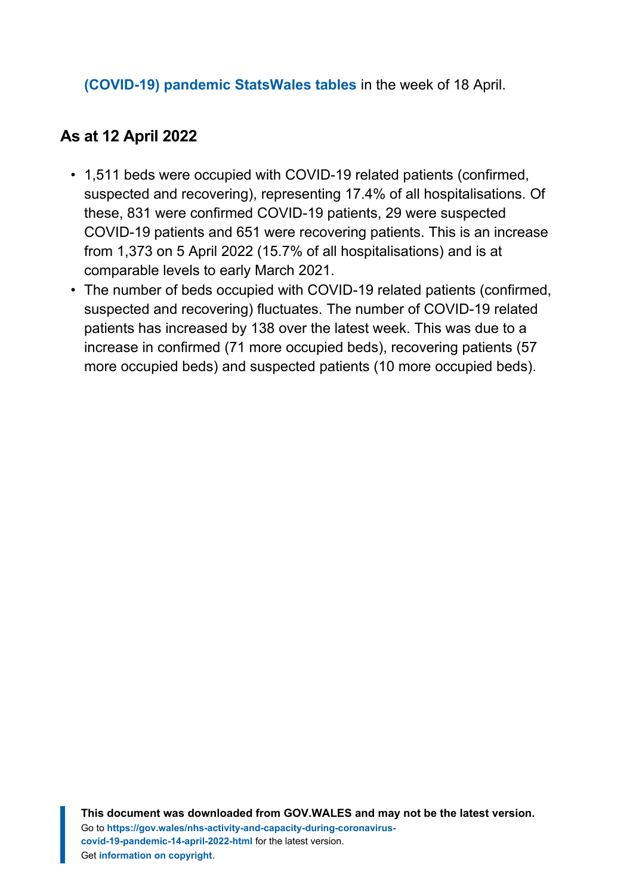**(COVID-19) pandemic StatsWales tables** in the week of 18 April.

## As at 12 April 2022

- 1,511 beds were occupied with COVID-19 related patients (confirmed, suspected and recovering), representing 17.4% of all hospitalisations. Of these, 831 were confirmed COVID-19 patients, 29 were suspected COVID-19 patients and 651 were recovering patients. This is an increase from 1,373 on 5 April 2022 (15.7% of all hospitalisations) and is at comparable levels to early March 2021.
- The number of beds occupied with COVID-19 related patients (confirmed, suspected and recovering) fluctuates. The number of COVID-19 related patients has increased by 138 over the latest week. This was due to a increase in confirmed (71 more occupied beds), recovering patients (57 more occupied beds) and suspected patients (10 more occupied beds).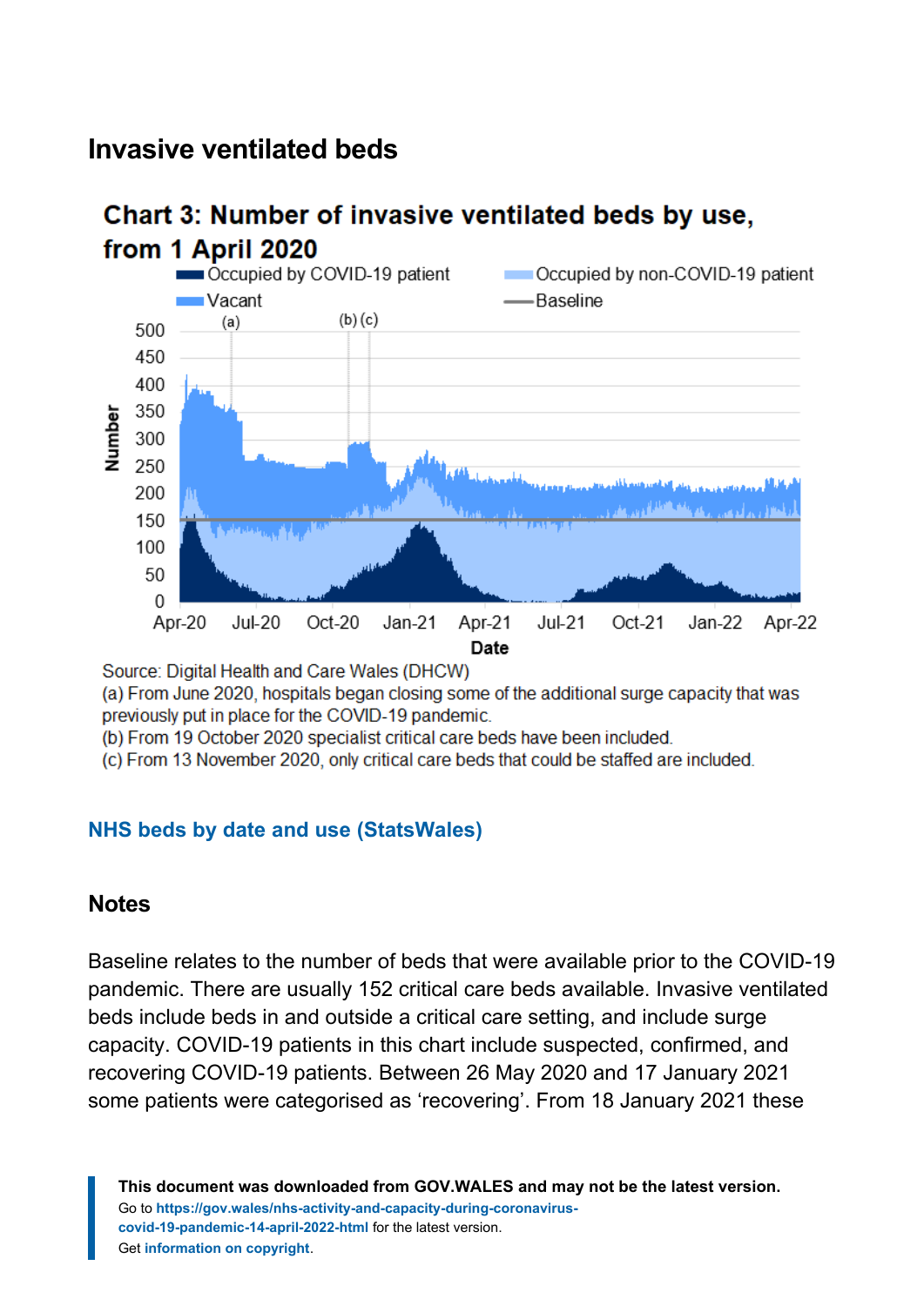## Invasive ventilated beds

**Chart 3: Number of invasive ventilated beds by use, from 1 April 2020**

Source: Digital Health and Care Wales (DHCW)

(a) From June 2020, hospitals began closing some of the additional surge capacity that was previously put in place for the COVID-19 pandemic.

(b) From 19 October 2020 specialist critical care beds have been included.

(c) From 13 November 2020, only critical care beds that could be staffed are included.

**NHS beds by date and use (StatsWales)**

### Notes

Baseline relates to the number of beds that were available prior to the COVID-19 pandemic. There are usually 152 critical care beds available. Invasive ventilated beds include beds in and outside a critical care setting, and include surge capacity. COVID-19 patients in this chart include suspected, confirmed, and recovering COVID-19 patients. Between 26 May 2020 and 17 January 2021 some patients were categorised as 'recovering'. From 18 January 2021 these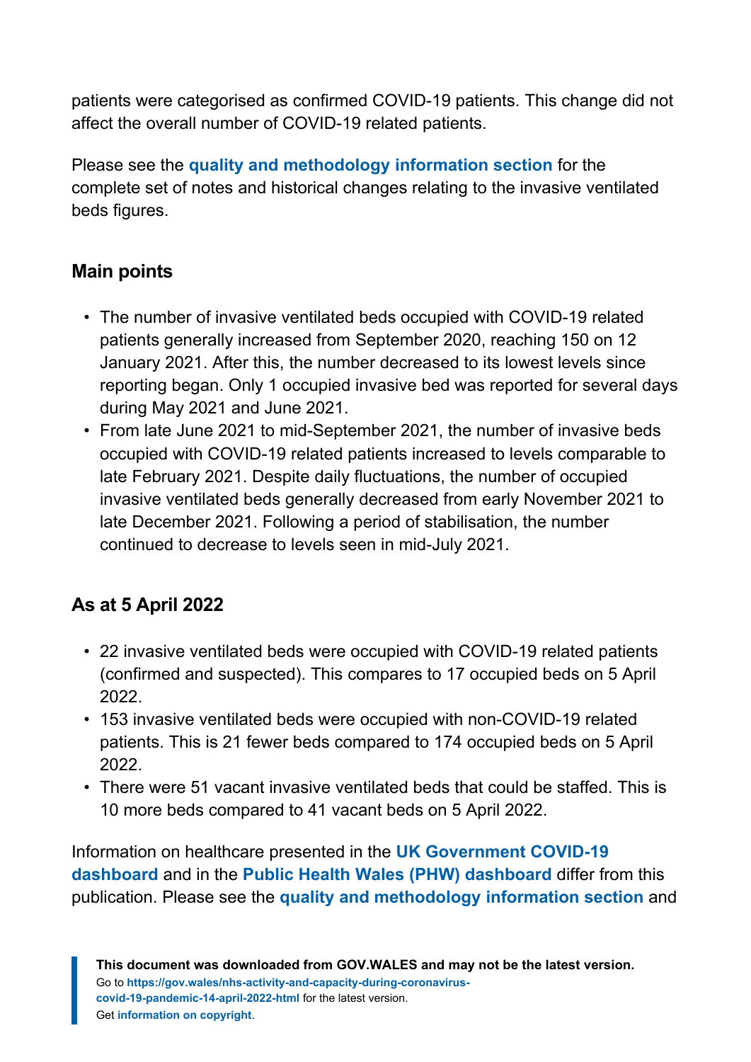patients were categorised as confirmed COVID-19 patients. This change did not affect the overall number of COVID-19 related patients.

Please see the **quality and methodology information section** for the complete set of notes and historical changes relating to the invasive ventilated beds figures.

### Main points

- The number of invasive ventilated beds occupied with COVID-19 related patients generally increased from September 2020, reaching 150 on 12 January 2021. After this, the number decreased to its lowest levels since reporting began. Only 1 occupied invasive bed was reported for several days during May 2021 and June 2021.
- From late June 2021 to mid-September 2021, the number of invasive beds occupied with COVID-19 related patients increased to levels comparable to late February 2021. Despite daily fluctuations, the number of occupied invasive ventilated beds generally decreased from early November 2021 to late December 2021. Following a period of stabilisation, the number continued to decrease to levels seen in mid-July 2021.

### As at 5 April 2022

- 22 invasive ventilated beds were occupied with COVID-19 related patients (confirmed and suspected). This compares to 17 occupied beds on 5 April 2022.
- 153 invasive ventilated beds were occupied with non-COVID-19 related patients. This is 21 fewer beds compared to 174 occupied beds on 5 April 2022.
- There were 51 vacant invasive ventilated beds that could be staffed. This is 10 more beds compared to 41 vacant beds on 5 April 2022.

Information on healthcare presented in the **UK Government COVID-19 dashboard** and in the **Public Health Wales (PHW) dashboard** differ from this publication. Please see the **quality and methodology information section** and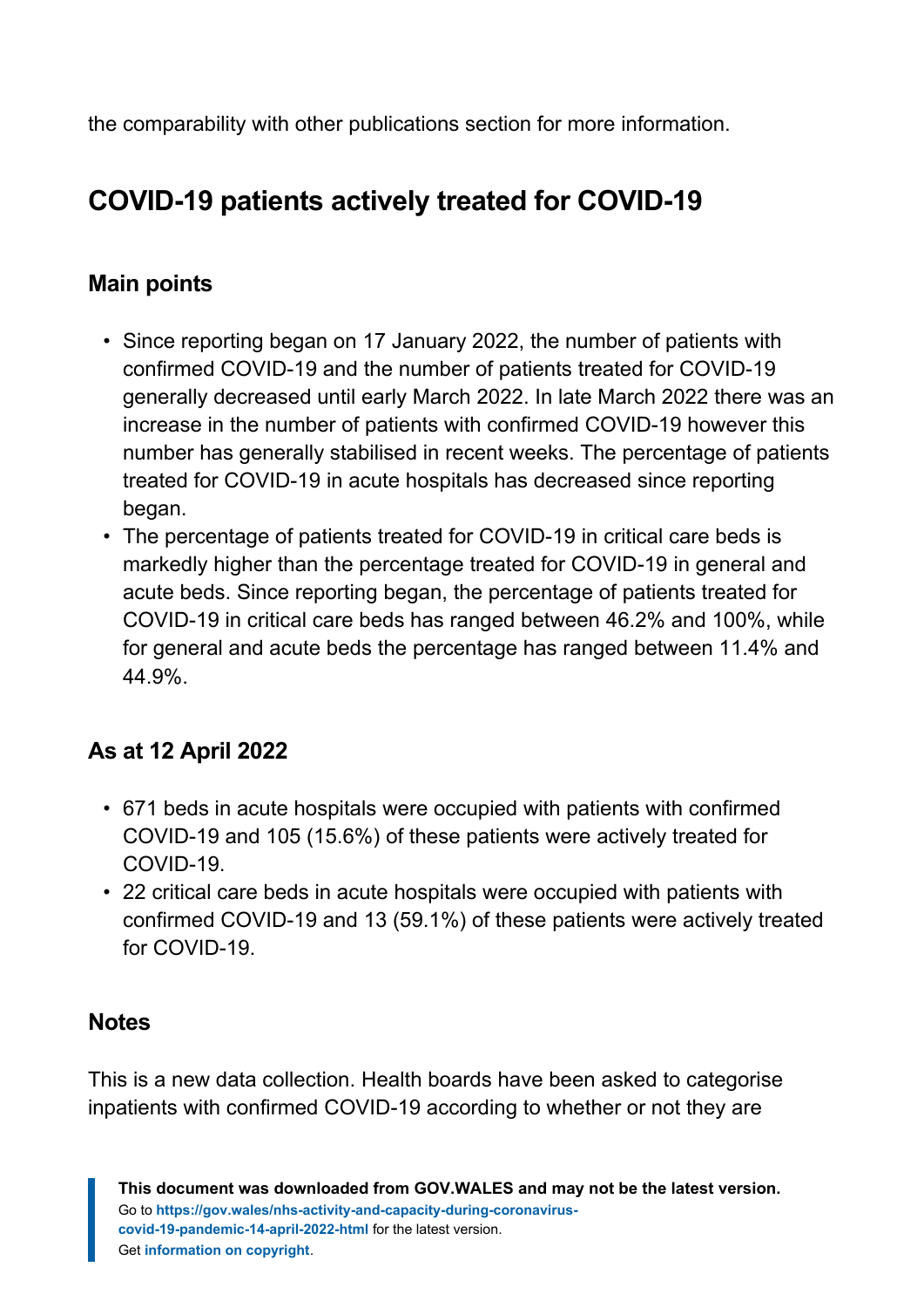the comparability with other publications section for more information.

## COVID-19 patients actively treated for COVID-19

### Main points

- Since reporting began on 17 January 2022, the number of patients with confirmed COVID-19 and the number of patients treated for COVID-19 generally decreased until early March 2022. In late March 2022 there was an increase in the number of patients with confirmed COVID-19 however this number has generally stabilised in recent weeks. The percentage of patients treated for COVID-19 in acute hospitals has decreased since reporting began.
- The percentage of patients treated for COVID-19 in critical care beds is markedly higher than the percentage treated for COVID-19 in general and acute beds. Since reporting began, the percentage of patients treated for COVID-19 in critical care beds has ranged between 46.2% and 100%, while for general and acute beds the percentage has ranged between 11.4% and 44.9%.

### As at 12 April 2022

- 671 beds in acute hospitals were occupied with patients with confirmed COVID-19 and 105 (15.6%) of these patients were actively treated for COVID-19.
- 22 critical care beds in acute hospitals were occupied with patients with confirmed COVID-19 and 13 (59.1%) of these patients were actively treated for COVID-19.

### Notes

This is a new data collection. Health boards have been asked to categorise inpatients with confirmed COVID-19 according to whether or not they are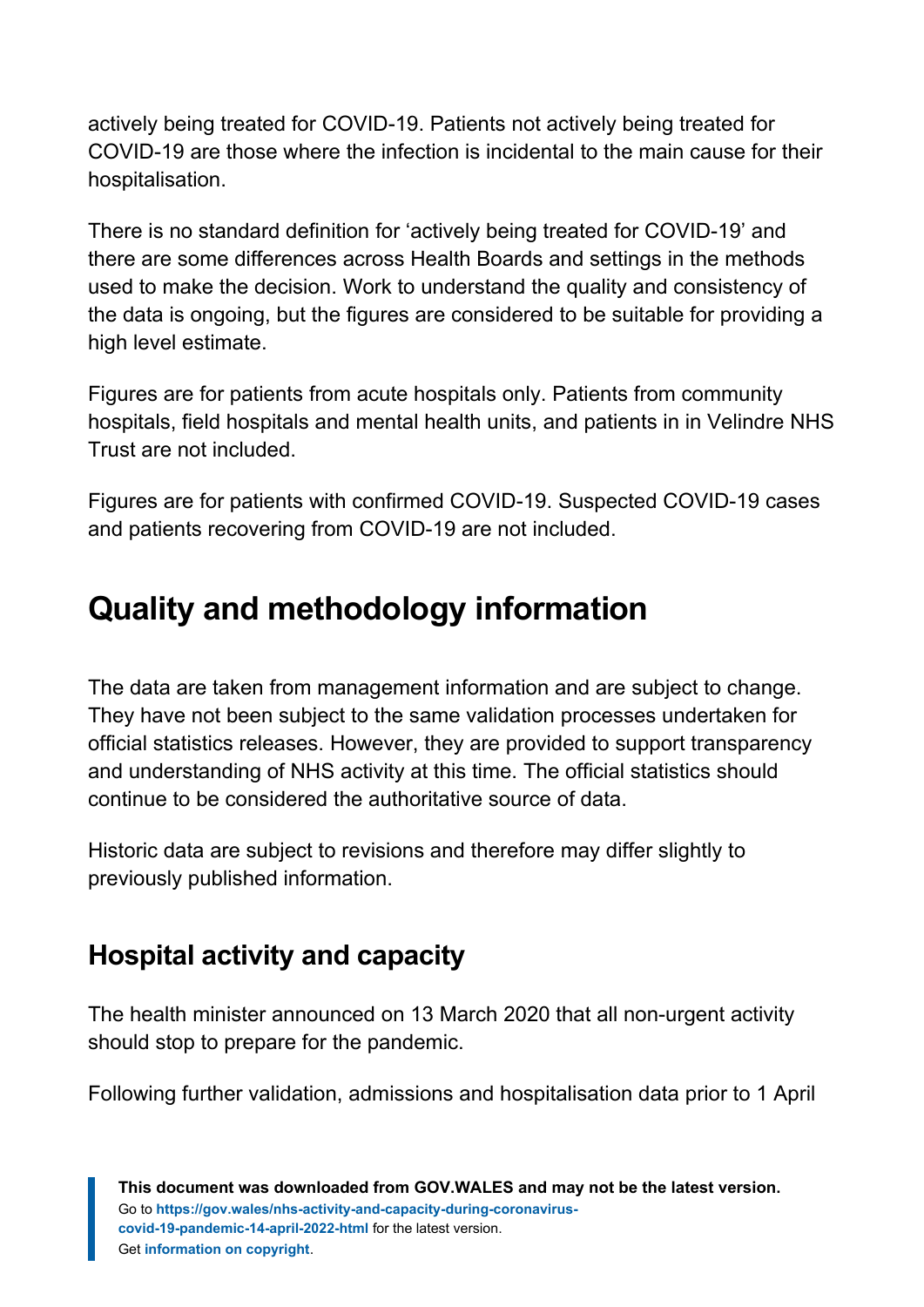actively being treated for COVID-19. Patients not actively being treated for COVID-19 are those where the infection is incidental to the main cause for their hospitalisation.

There is no standard definition for ‘actively being treated for COVID-19’ and there are some differences across Health Boards and settings in the methods used to make the decision. Work to understand the quality and consistency of the data is ongoing, but the figures are considered to be suitable for providing a high level estimate.

Figures are for patients from acute hospitals only. Patients from community hospitals, field hospitals and mental health units, and patients in in Velindre NHS Trust are not included.

Figures are for patients with confirmed COVID-19. Suspected COVID-19 cases and patients recovering from COVID-19 are not included.

# Quality and methodology information

The data are taken from management information and are subject to change. They have not been subject to the same validation processes undertaken for official statistics releases. However, they are provided to support transparency and understanding of NHS activity at this time. The official statistics should continue to be considered the authoritative source of data.

Historic data are subject to revisions and therefore may differ slightly to previously published information.

## Hospital activity and capacity

The health minister announced on 13 March 2020 that all non-urgent activity should stop to prepare for the pandemic.

Following further validation, admissions and hospitalisation data prior to 1 April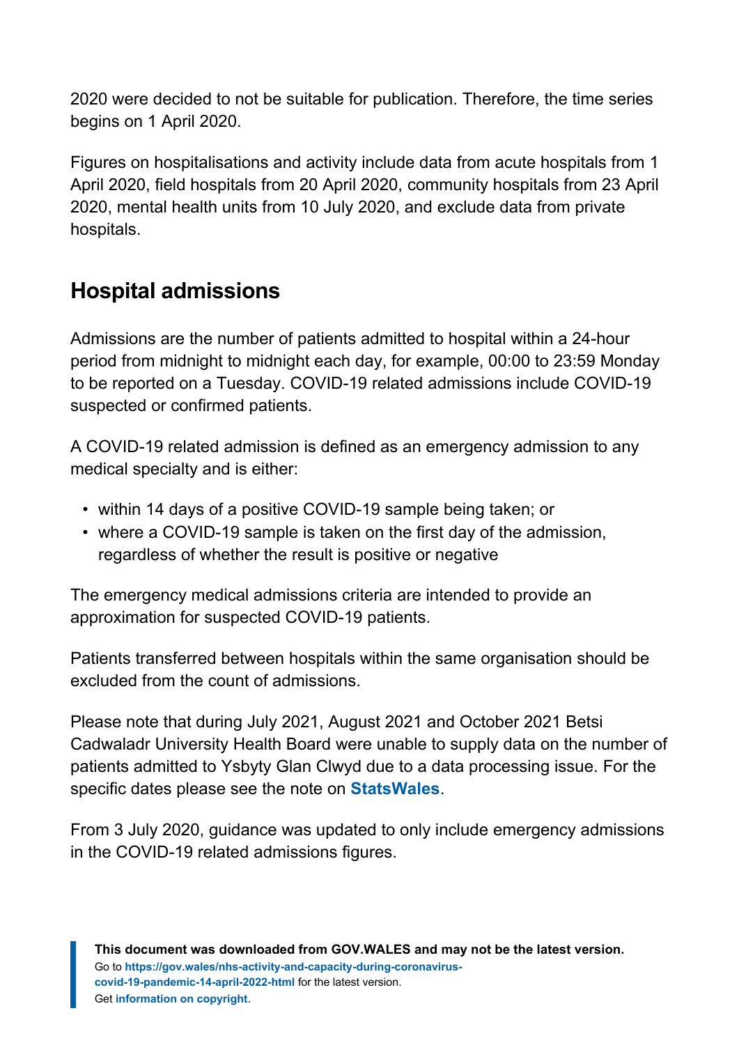2020 were decided to not be suitable for publication. Therefore, the time series begins on 1 April 2020.

Figures on hospitalisations and activity include data from acute hospitals from 1 April 2020, field hospitals from 20 April 2020, community hospitals from 23 April 2020, mental health units from 10 July 2020, and exclude data from private hospitals.

## Hospital admissions

Admissions are the number of patients admitted to hospital within a 24-hour period from midnight to midnight each day, for example, 00:00 to 23:59 Monday to be reported on a Tuesday. COVID-19 related admissions include COVID-19 suspected or confirmed patients.

A COVID-19 related admission is defined as an emergency admission to any medical specialty and is either:

- within 14 days of a positive COVID-19 sample being taken; or
- where a COVID-19 sample is taken on the first day of the admission, regardless of whether the result is positive or negative

The emergency medical admissions criteria are intended to provide an approximation for suspected COVID-19 patients.

Patients transferred between hospitals within the same organisation should be excluded from the count of admissions.

Please note that during July 2021, August 2021 and October 2021 Betsi Cadwaladr University Health Board were unable to supply data on the number of patients admitted to Ysbyty Glan Clwyd due to a data processing issue. For the specific dates please see the note on **StatsWales**.

From 3 July 2020, guidance was updated to only include emergency admissions in the COVID-19 related admissions figures.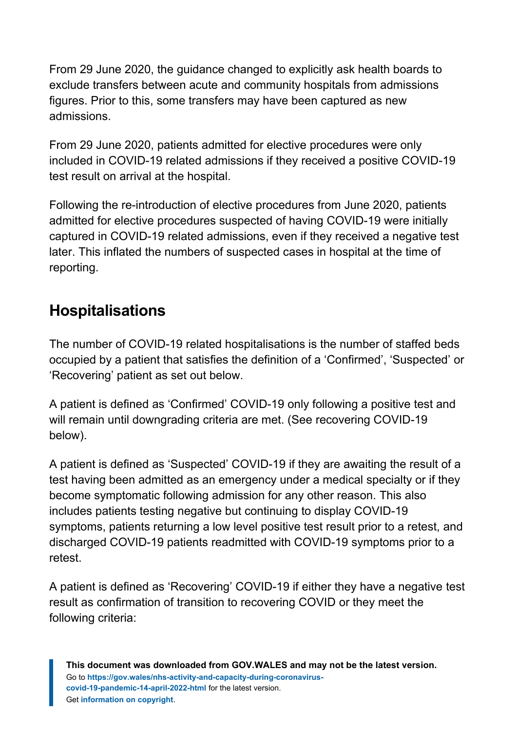From 29 June 2020, the guidance changed to explicitly ask health boards to exclude transfers between acute and community hospitals from admissions figures. Prior to this, some transfers may have been captured as new admissions.

From 29 June 2020, patients admitted for elective procedures were only included in COVID-19 related admissions if they received a positive COVID-19 test result on arrival at the hospital.

Following the re-introduction of elective procedures from June 2020, patients admitted for elective procedures suspected of having COVID-19 were initially captured in COVID-19 related admissions, even if they received a negative test later. This inflated the numbers of suspected cases in hospital at the time of reporting.

## Hospitalisations

The number of COVID-19 related hospitalisations is the number of staffed beds occupied by a patient that satisfies the definition of a 'Confirmed', 'Suspected' or 'Recovering' patient as set out below.

A patient is defined as 'Confirmed' COVID-19 only following a positive test and will remain until downgrading criteria are met. (See recovering COVID-19 below).

A patient is defined as 'Suspected' COVID-19 if they are awaiting the result of a test having been admitted as an emergency under a medical specialty or if they become symptomatic following admission for any other reason. This also includes patients testing negative but continuing to display COVID-19 symptoms, patients returning a low level positive test result prior to a retest, and discharged COVID-19 patients readmitted with COVID-19 symptoms prior to a retest.

A patient is defined as 'Recovering' COVID-19 if either they have a negative test result as confirmation of transition to recovering COVID or they meet the following criteria: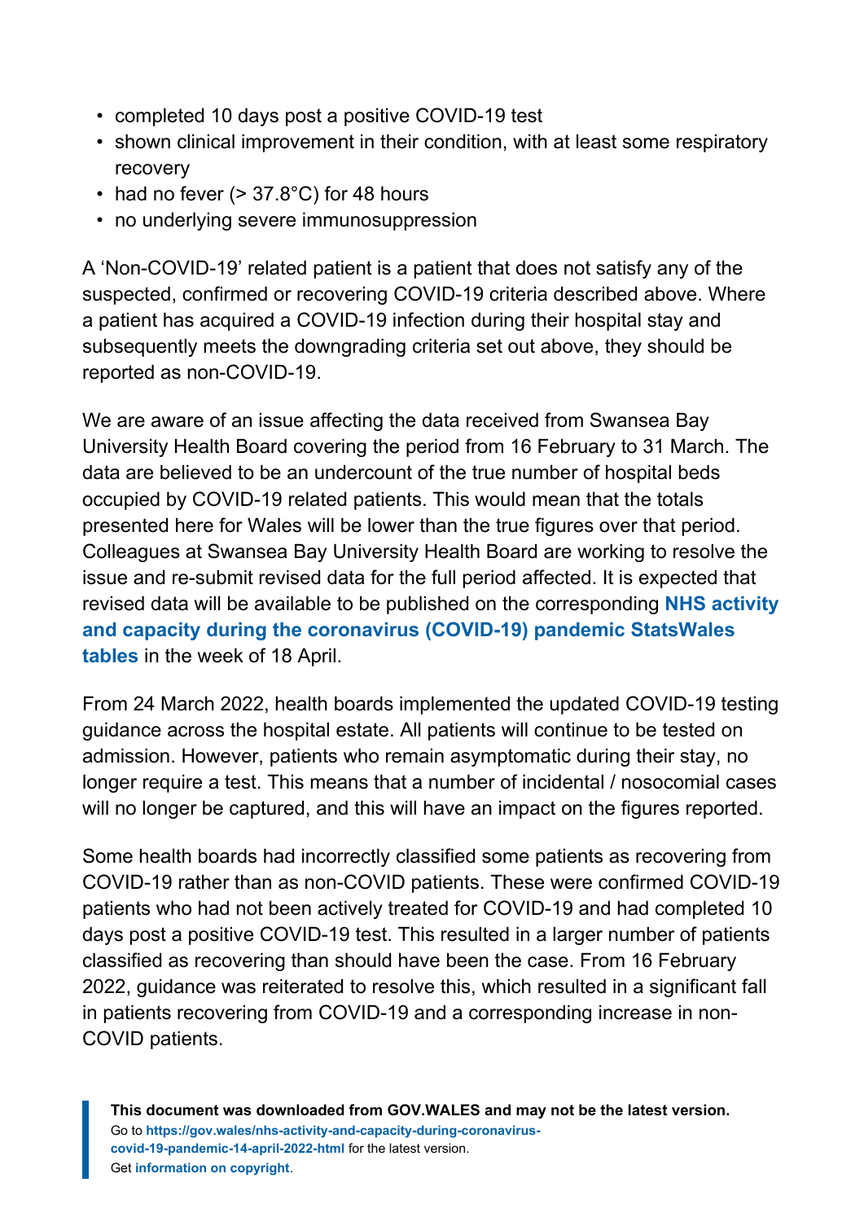- completed 10 days post a positive COVID-19 test
- shown clinical improvement in their condition, with at least some respiratory recovery
- had no fever (> 37.8°C) for 48 hours
- no underlying severe immunosuppression

A 'Non-COVID-19' related patient is a patient that does not satisfy any of the suspected, confirmed or recovering COVID-19 criteria described above. Where a patient has acquired a COVID-19 infection during their hospital stay and subsequently meets the downgrading criteria set out above, they should be reported as non-COVID-19.

We are aware of an issue affecting the data received from Swansea Bay University Health Board covering the period from 16 February to 31 March. The data are believed to be an undercount of the true number of hospital beds occupied by COVID-19 related patients. This would mean that the totals presented here for Wales will be lower than the true figures over that period. Colleagues at Swansea Bay University Health Board are working to resolve the issue and re-submit revised data for the full period affected. It is expected that revised data will be available to be published on the corresponding **NHS activity and capacity during the coronavirus (COVID-19) pandemic StatsWales tables** in the week of 18 April.

From 24 March 2022, health boards implemented the updated COVID-19 testing guidance across the hospital estate. All patients will continue to be tested on admission. However, patients who remain asymptomatic during their stay, no longer require a test. This means that a number of incidental / nosocomial cases will no longer be captured, and this will have an impact on the figures reported.

Some health boards had incorrectly classified some patients as recovering from COVID-19 rather than as non-COVID patients. These were confirmed COVID-19 patients who had not been actively treated for COVID-19 and had completed 10 days post a positive COVID-19 test. This resulted in a larger number of patients classified as recovering than should have been the case. From 16 February 2022, guidance was reiterated to resolve this, which resulted in a significant fall in patients recovering from COVID-19 and a corresponding increase in non-COVID patients.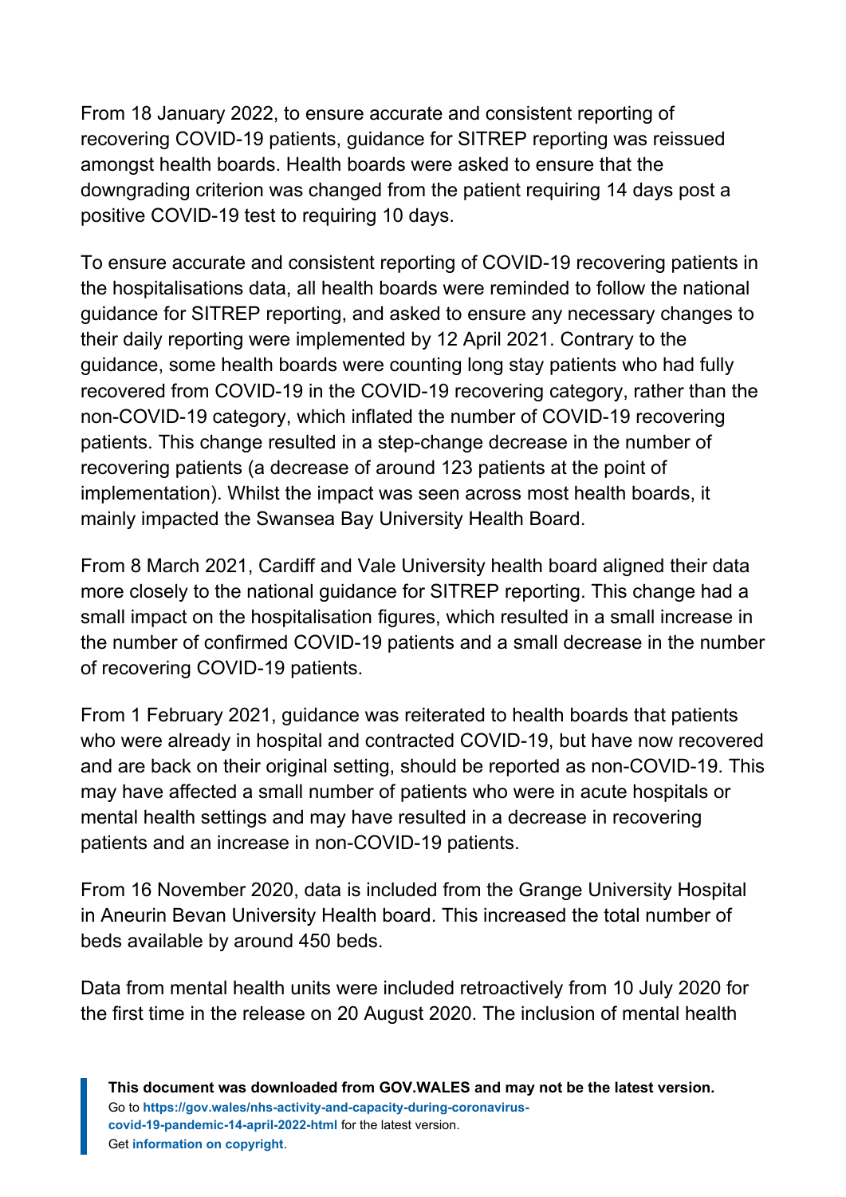From 18 January 2022, to ensure accurate and consistent reporting of recovering COVID-19 patients, guidance for SITREP reporting was reissued amongst health boards. Health boards were asked to ensure that the downgrading criterion was changed from the patient requiring 14 days post a positive COVID-19 test to requiring 10 days.

To ensure accurate and consistent reporting of COVID-19 recovering patients in the hospitalisations data, all health boards were reminded to follow the national guidance for SITREP reporting, and asked to ensure any necessary changes to their daily reporting were implemented by 12 April 2021. Contrary to the guidance, some health boards were counting long stay patients who had fully recovered from COVID-19 in the COVID-19 recovering category, rather than the non-COVID-19 category, which inflated the number of COVID-19 recovering patients. This change resulted in a step-change decrease in the number of recovering patients (a decrease of around 123 patients at the point of implementation). Whilst the impact was seen across most health boards, it mainly impacted the Swansea Bay University Health Board.

From 8 March 2021, Cardiff and Vale University health board aligned their data more closely to the national guidance for SITREP reporting. This change had a small impact on the hospitalisation figures, which resulted in a small increase in the number of confirmed COVID-19 patients and a small decrease in the number of recovering COVID-19 patients.

From 1 February 2021, guidance was reiterated to health boards that patients who were already in hospital and contracted COVID-19, but have now recovered and are back on their original setting, should be reported as non-COVID-19. This may have affected a small number of patients who were in acute hospitals or mental health settings and may have resulted in a decrease in recovering patients and an increase in non-COVID-19 patients.

From 16 November 2020, data is included from the Grange University Hospital in Aneurin Bevan University Health board. This increased the total number of beds available by around 450 beds.

Data from mental health units were included retroactively from 10 July 2020 for the first time in the release on 20 August 2020. The inclusion of mental health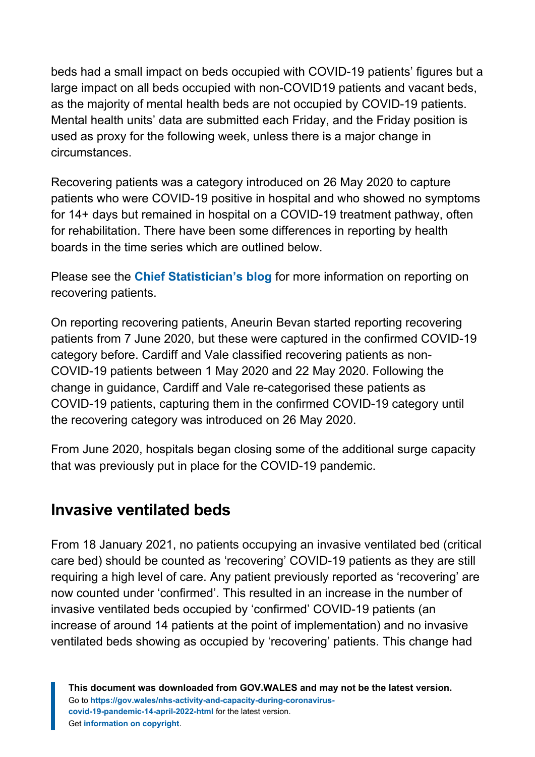beds had a small impact on beds occupied with COVID-19 patients' figures but a large impact on all beds occupied with non-COVID19 patients and vacant beds, as the majority of mental health beds are not occupied by COVID-19 patients. Mental health units' data are submitted each Friday, and the Friday position is used as proxy for the following week, unless there is a major change in circumstances.

Recovering patients was a category introduced on 26 May 2020 to capture patients who were COVID-19 positive in hospital and who showed no symptoms for 14+ days but remained in hospital on a COVID-19 treatment pathway, often for rehabilitation. There have been some differences in reporting by health boards in the time series which are outlined below.

Please see the **Chief Statistician's blog** for more information on reporting on recovering patients.

On reporting recovering patients, Aneurin Bevan started reporting recovering patients from 7 June 2020, but these were captured in the confirmed COVID-19 category before. Cardiff and Vale classified recovering patients as non-COVID-19 patients between 1 May 2020 and 22 May 2020. Following the change in guidance, Cardiff and Vale re-categorised these patients as COVID-19 patients, capturing them in the confirmed COVID-19 category until the recovering category was introduced on 26 May 2020.

From June 2020, hospitals began closing some of the additional surge capacity that was previously put in place for the COVID-19 pandemic.

## Invasive ventilated beds

From 18 January 2021, no patients occupying an invasive ventilated bed (critical care bed) should be counted as 'recovering' COVID-19 patients as they are still requiring a high level of care. Any patient previously reported as 'recovering' are now counted under 'confirmed'. This resulted in an increase in the number of invasive ventilated beds occupied by 'confirmed' COVID-19 patients (an increase of around 14 patients at the point of implementation) and no invasive ventilated beds showing as occupied by 'recovering' patients. This change had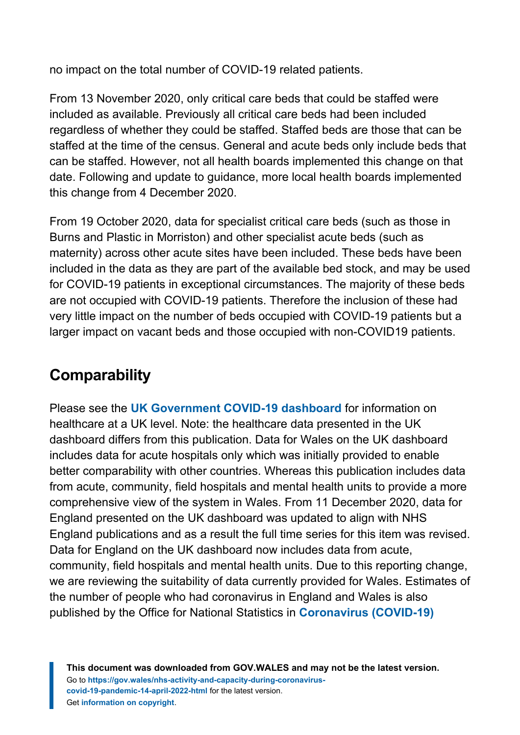no impact on the total number of COVID-19 related patients.

From 13 November 2020, only critical care beds that could be staffed were included as available. Previously all critical care beds had been included regardless of whether they could be staffed. Staffed beds are those that can be staffed at the time of the census. General and acute beds only include beds that can be staffed. However, not all health boards implemented this change on that date. Following and update to guidance, more local health boards implemented this change from 4 December 2020.

From 19 October 2020, data for specialist critical care beds (such as those in Burns and Plastic in Morriston) and other specialist acute beds (such as maternity) across other acute sites have been included. These beds have been included in the data as they are part of the available bed stock, and may be used for COVID-19 patients in exceptional circumstances. The majority of these beds are not occupied with COVID-19 patients. Therefore the inclusion of these had very little impact on the number of beds occupied with COVID-19 patients but a larger impact on vacant beds and those occupied with non-COVID19 patients.

## Comparability

Please see the **UK Government COVID-19 dashboard** for information on healthcare at a UK level. Note: the healthcare data presented in the UK dashboard differs from this publication. Data for Wales on the UK dashboard includes data for acute hospitals only which was initially provided to enable better comparability with other countries. Whereas this publication includes data from acute, community, field hospitals and mental health units to provide a more comprehensive view of the system in Wales. From 11 December 2020, data for England presented on the UK dashboard was updated to align with NHS England publications and as a result the full time series for this item was revised. Data for England on the UK dashboard now includes data from acute, community, field hospitals and mental health units. Due to this reporting change, we are reviewing the suitability of data currently provided for Wales. Estimates of the number of people who had coronavirus in England and Wales is also published by the Office for National Statistics in **Coronavirus (COVID-19)**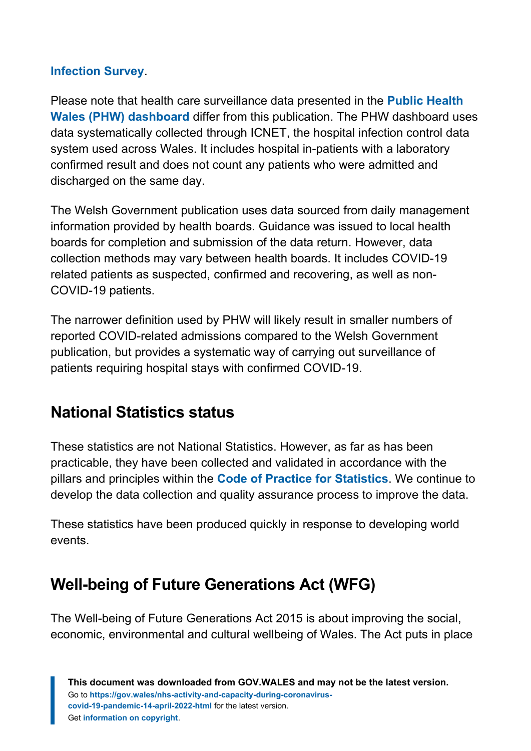**Infection Survey**.

Please note that health care surveillance data presented in the **Public Health Wales (PHW) dashboard** differ from this publication. The PHW dashboard uses data systematically collected through ICNET, the hospital infection control data system used across Wales. It includes hospital in-patients with a laboratory confirmed result and does not count any patients who were admitted and discharged on the same day.

The Welsh Government publication uses data sourced from daily management information provided by health boards. Guidance was issued to local health boards for completion and submission of the data return. However, data collection methods may vary between health boards. It includes COVID-19 related patients as suspected, confirmed and recovering, as well as non-COVID-19 patients.

The narrower definition used by PHW will likely result in smaller numbers of reported COVID-related admissions compared to the Welsh Government publication, but provides a systematic way of carrying out surveillance of patients requiring hospital stays with confirmed COVID-19.

## National Statistics status

These statistics are not National Statistics. However, as far as has been practicable, they have been collected and validated in accordance with the pillars and principles within the **Code of Practice for Statistics**. We continue to develop the data collection and quality assurance process to improve the data.

These statistics have been produced quickly in response to developing world events.

## Well-being of Future Generations Act (WFG)

The Well-being of Future Generations Act 2015 is about improving the social, economic, environmental and cultural wellbeing of Wales. The Act puts in place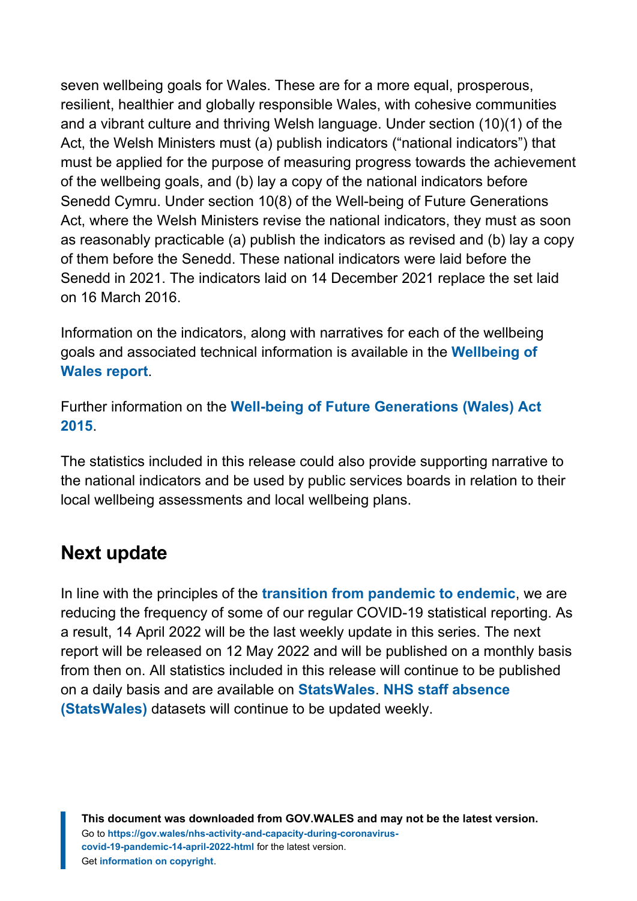seven wellbeing goals for Wales. These are for a more equal, prosperous, resilient, healthier and globally responsible Wales, with cohesive communities and a vibrant culture and thriving Welsh language. Under section (10)(1) of the Act, the Welsh Ministers must (a) publish indicators ("national indicators") that must be applied for the purpose of measuring progress towards the achievement of the wellbeing goals, and (b) lay a copy of the national indicators before Senedd Cymru. Under section 10(8) of the Well-being of Future Generations Act, where the Welsh Ministers revise the national indicators, they must as soon as reasonably practicable (a) publish the indicators as revised and (b) lay a copy of them before the Senedd. These national indicators were laid before the Senedd in 2021. The indicators laid on 14 December 2021 replace the set laid on 16 March 2016.

Information on the indicators, along with narratives for each of the wellbeing goals and associated technical information is available in the **Wellbeing of Wales report**.

Further information on the **Well-being of Future Generations (Wales) Act 2015**.

The statistics included in this release could also provide supporting narrative to the national indicators and be used by public services boards in relation to their local wellbeing assessments and local wellbeing plans.

## Next update

In line with the principles of the **transition from pandemic to endemic**, we are reducing the frequency of some of our regular COVID-19 statistical reporting. As a result, 14 April 2022 will be the last weekly update in this series. The next report will be released on 12 May 2022 and will be published on a monthly basis from then on. All statistics included in this release will continue to be published on a daily basis and are available on **StatsWales**. **NHS staff absence (StatsWales)** datasets will continue to be updated weekly.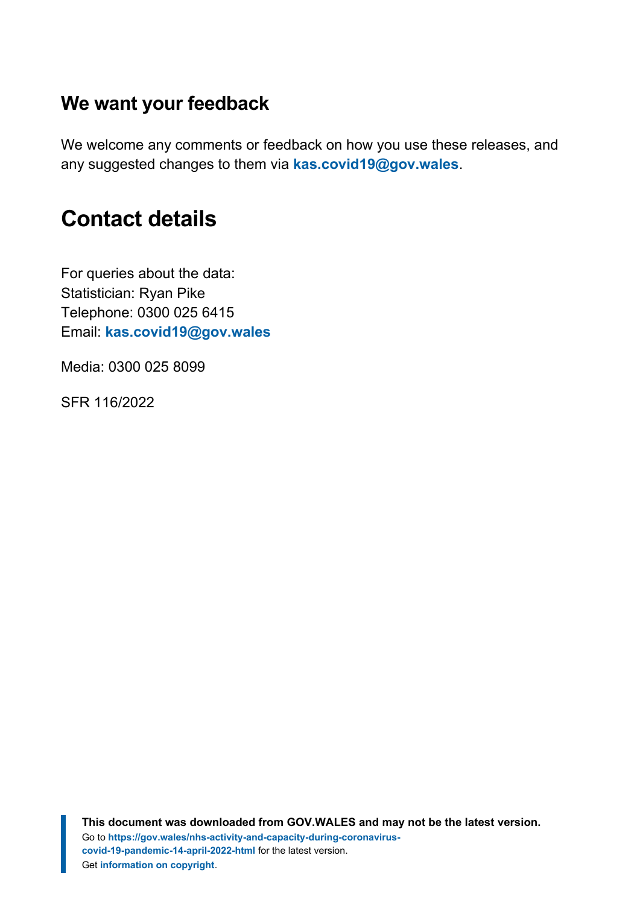### We want your feedback

We welcome any comments or feedback on how you use these releases, and any suggested changes to them via **kas.covid19@gov.wales**.

## Contact details

For queries about the data:
Statistician: Ryan Pike
Telephone: 0300 025 6415
Email: **kas.covid19@gov.wales**

Media: 0300 025 8099

SFR 116/2022

**This document was downloaded from GOV.WALES and may not be the latest version.**
Go to **https://gov.wales/nhs-activity-and-capacity-during-coronavirus-covid-19-pandemic-14-april-2022-html** for the latest version.
Get **information on copyright**.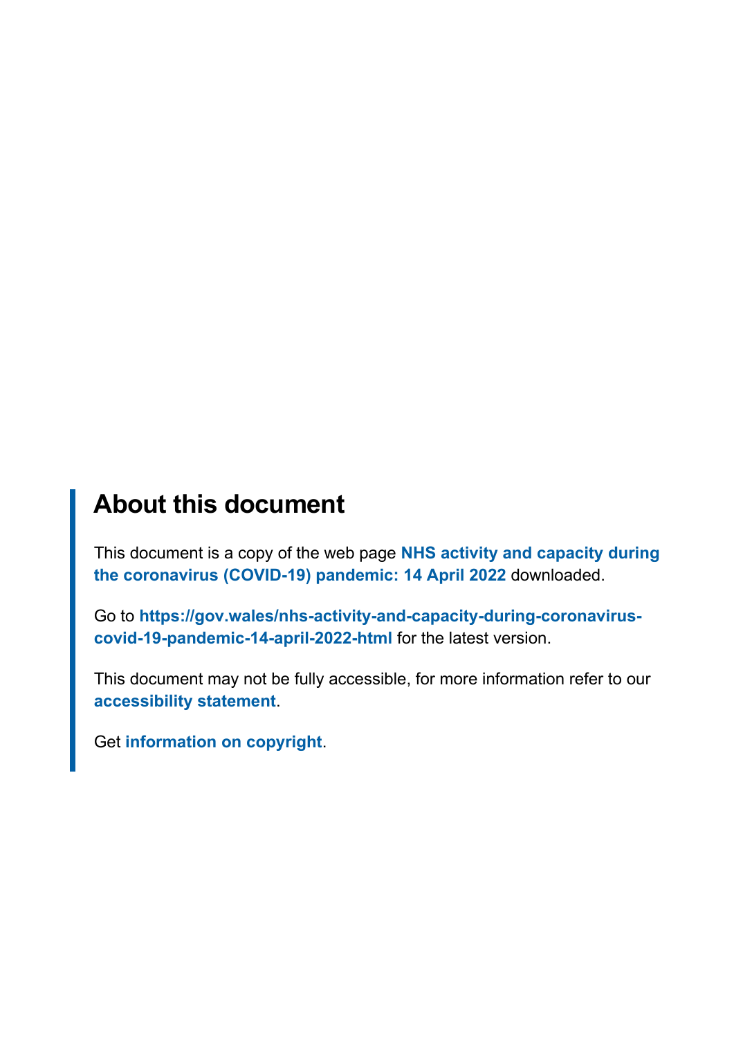## About this document

This document is a copy of the web page **NHS activity and capacity during the coronavirus (COVID-19) pandemic: 14 April 2022** downloaded.

Go to **https://gov.wales/nhs-activity-and-capacity-during-coronavirus-covid-19-pandemic-14-april-2022-html** for the latest version.

This document may not be fully accessible, for more information refer to our **accessibility statement**.

Get **information on copyright**.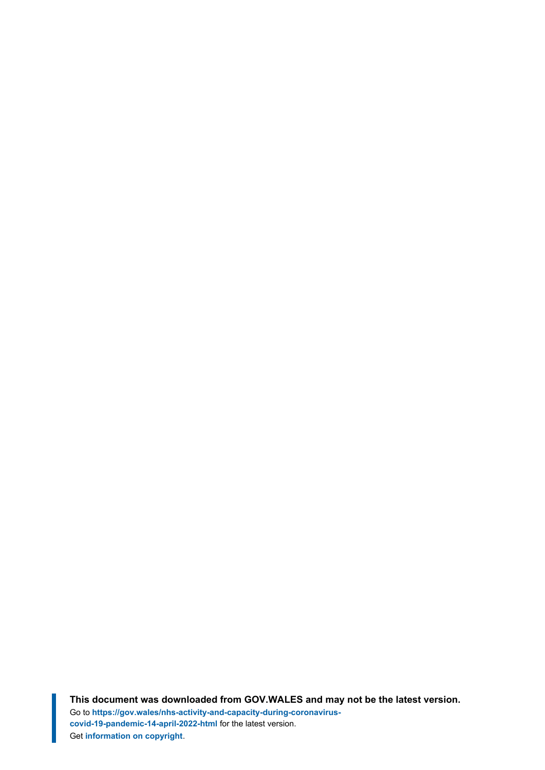**This document was downloaded from GOV.WALES and may not be the latest version.**

Go to **https://gov.wales/nhs-activity-and-capacity-during-coronavirus-covid-19-pandemic-14-april-2022-html** for the latest version.

Get **information on copyright**.